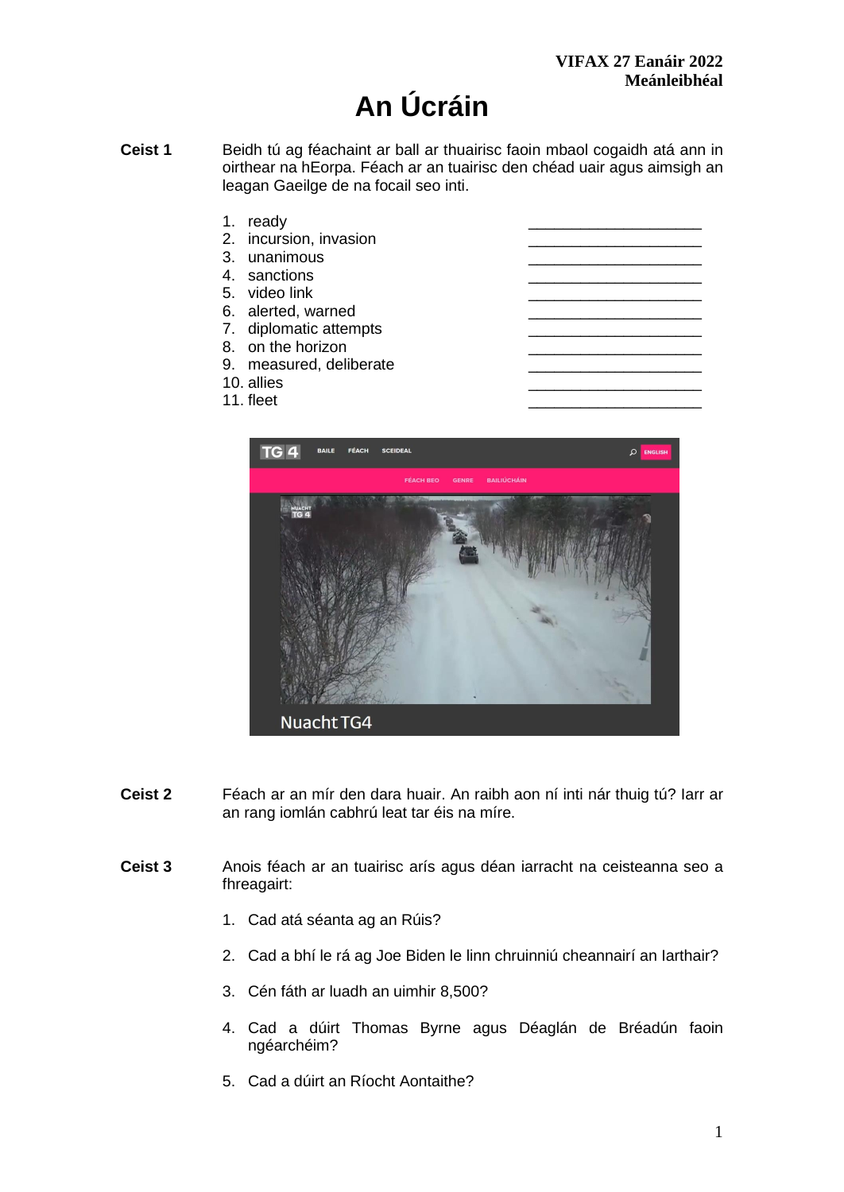**VIFAX 27 Eanáir 2022**
**Meánleibhéal**

# An Úcráin

**Ceist 1** Beidh tú ag féachaint ar ball ar thuairisc faoin mbaol cogaidh atá ann in oirthear na hEorpa. Féach ar an tuairisc den chéad uair agus aimsigh an leagan Gaeilge de na focail seo inti.

1. ready ____________________
2. incursion, invasion ____________________
3. unanimous ____________________
4. sanctions ____________________
5. video link ____________________
6. alerted, warned ____________________
7. diplomatic attempts ____________________
8. on the horizon ____________________
9. measured, deliberate ____________________
10. allies ____________________
11. fleet ____________________

**Ceist 2** Féach ar an mír den dara huair. An raibh aon ní inti nár thuig tú? Iarr ar an rang iomlán cabhrú leat tar éis na míre.

**Ceist 3** Anois féach ar an tuairisc arís agus déan iarracht na ceisteanna seo a fhreagairt:

1. Cad atá séanta ag an Rúis?

2. Cad a bhí le rá ag Joe Biden le linn chruinniú cheannairí an Iarthair?

3. Cén fáth ar luadh an uimhir 8,500?

4. Cad a dúirt Thomas Byrne agus Déaglán de Bréadún faoin ngéarchéim?

5. Cad a dúirt an Ríocht Aontaithe?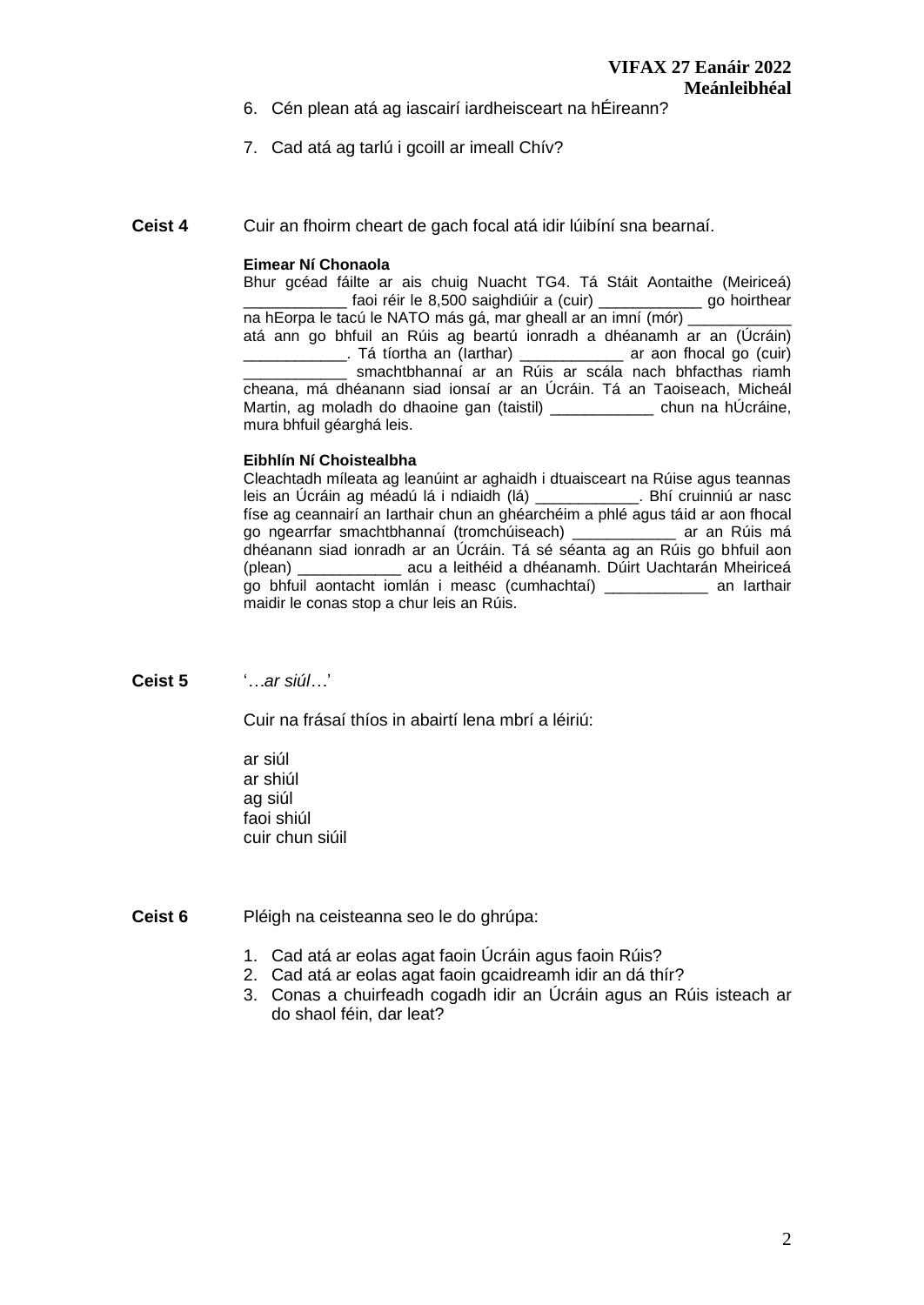6. Cén plean atá ag iascairí iardheisceart na hÉireann?

7. Cad atá ag tarlú i gcoill ar imeall Chív?

**Ceist 4** Cuir an fhoirm cheart de gach focal atá idir lúibíní sna bearnaí.

**Eimear Ní Chonaola**
Bhur gcéad fáilte ar ais chuig Nuacht TG4. Tá Stáit Aontaithe (Meiriceá) ____________ faoi réir le 8,500 saighdiúir a (cuir) ____________ go hoirthear na hEorpa le tacú le NATO más gá, mar gheall ar an imní (mór) ____________ atá ann go bhfuil an Rúis ag beartú ionradh a dhéanamh ar an (Úcráin) ____________. Tá tíortha an (Iarthar) ____________ ar aon fhocal go (cuir) ____________ smachtbhannaí ar an Rúis ar scála nach bhfacthas riamh cheana, má dhéanann siad ionsaí ar an Úcráin. Tá an Taoiseach, Micheál Martin, ag moladh do dhaoine gan (taistil) ____________ chun na hÚcráine, mura bhfuil géarghá leis.

**Eibhlín Ní Choistealbha**
Cleachtadh míleata ag leanúint ar aghaidh i dtuaisceart na Rúise agus teannas leis an Úcráin ag méadú lá i ndiaidh (lá) ____________. Bhí cruinniú ar nasc físe ag ceannairí an Iarthair chun an ghéarchéim a phlé agus táid ar aon fhocal go ngearrfar smachtbhannaí (tromchúiseach) ____________ ar an Rúis má dhéanann siad ionradh ar an Úcráin. Tá sé séanta ag an Rúis go bhfuil aon (plean) ____________ acu a leithéid a dhéanamh. Dúirt Uachtarán Mheiriceá go bhfuil aontacht iomlán i measc (cumhachtaí) ____________ an Iarthair maidir le conas stop a chur leis an Rúis.

**Ceist 5** '…*ar siúl*…'

Cuir na frásaí thíos in abairtí lena mbrí a léiriú:

ar siúl
ar shiúl
ag siúl
faoi shiúl
cuir chun siúil

**Ceist 6** Pléigh na ceisteanna seo le do ghrúpa:

1. Cad atá ar eolas agat faoin Úcráin agus faoin Rúis?
2. Cad atá ar eolas agat faoin gcaidreamh idir an dá thír?
3. Conas a chuirfeadh cogadh idir an Úcráin agus an Rúis isteach ar do shaol féin, dar leat?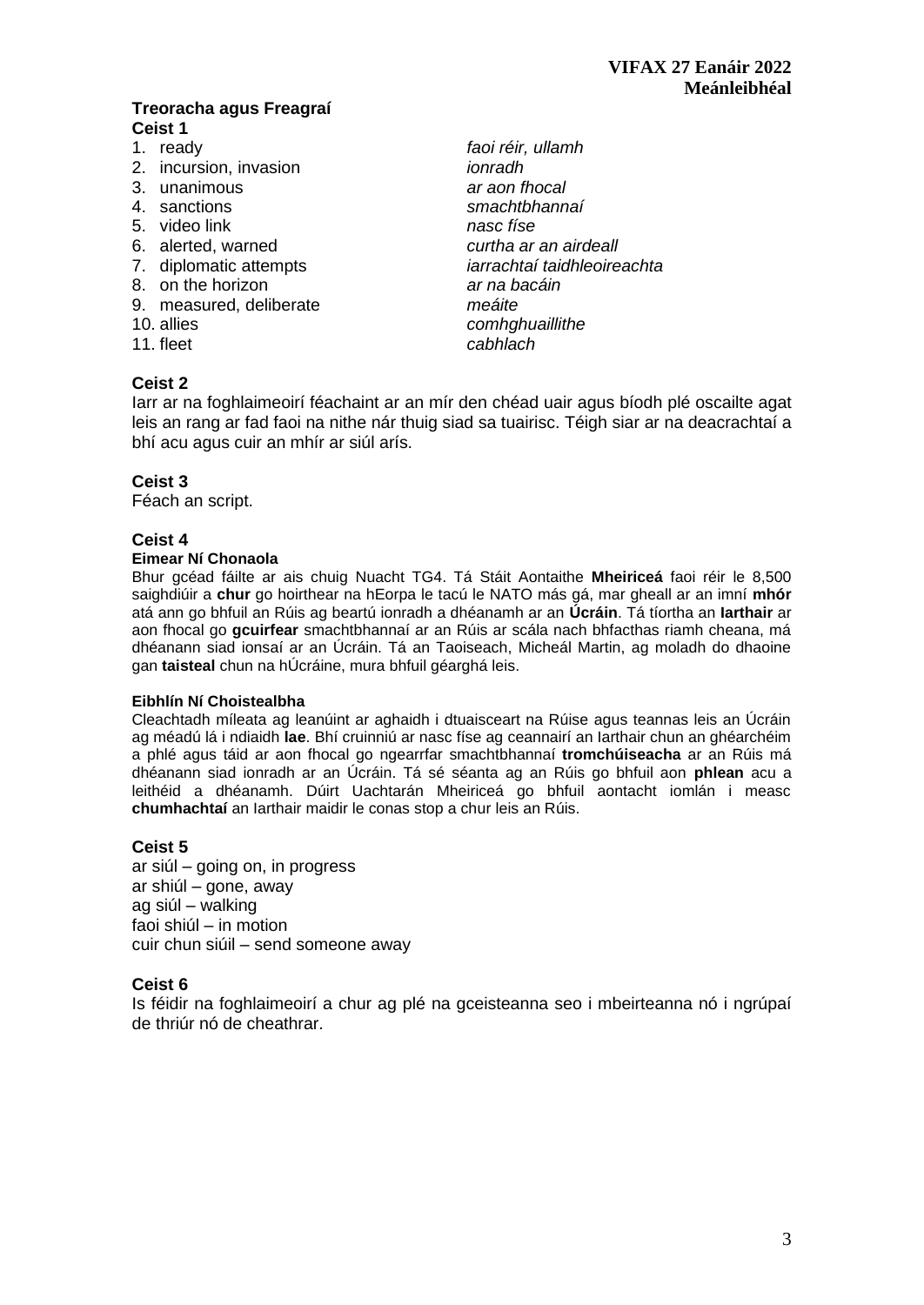**Treoracha agus Freagraí**

**Ceist 1**

| | |
|---|---|
| 1. ready | *faoi réir, ullamh* |
| 2. incursion, invasion | *ionradh* |
| 3. unanimous | *ar aon fhocal* |
| 4. sanctions | *smachtbhannaí* |
| 5. video link | *nasc físe* |
| 6. alerted, warned | *curtha ar an airdeall* |
| 7. diplomatic attempts | *iarrachtaí taidhleoireachta* |
| 8. on the horizon | *ar na bacáin* |
| 9. measured, deliberate | *meáite* |
| 10. allies | *comhghuaillithe* |
| 11. fleet | *cabhlach* |

**Ceist 2**

Iarr ar na foghlaimeoirí féachaint ar an mír den chéad uair agus bíodh plé oscailte agat leis an rang ar fad faoi na nithe nár thuig siad sa tuairisc. Téigh siar ar na deacrachtaí a bhí acu agus cuir an mhír ar siúl arís.

**Ceist 3**

Féach an script.

**Ceist 4**

**Eimear Ní Chonaola**

Bhur gcéad fáilte ar ais chuig Nuacht TG4. Tá Stáit Aontaithe **Mheiriceá** faoi réir le 8,500 saighdiúir a **chur** go hoirthear na hEorpa le tacú le NATO más gá, mar gheall ar an imní **mhór** atá ann go bhfuil an Rúis ag beartú ionradh a dhéanamh ar an **Úcráin**. Tá tíortha an **Iarthair** ar aon fhocal go **gcuirfear** smachtbhannaí ar an Rúis ar scála nach bhfacthas riamh cheana, má dhéanann siad ionsaí ar an Úcráin. Tá an Taoiseach, Micheál Martin, ag moladh do dhaoine gan **taisteal** chun na hÚcráine, mura bhfuil géarghá leis.

**Eibhlín Ní Choistealbha**

Cleachtadh míleata ag leanúint ar aghaidh i dtuaisceart na Rúise agus teannas leis an Úcráin ag méadú lá i ndiaidh **lae**. Bhí cruinniú ar nasc físe ag ceannairí an Iarthair chun an ghéarchéim a phlé agus táid ar aon fhocal go ngearrfar smachtbhannaí **tromchúiseacha** ar an Rúis má dhéanann siad ionradh ar an Úcráin. Tá sé séanta ag an Rúis go bhfuil aon **phlean** acu a leithéid a dhéanamh. Dúirt Uachtarán Mheiriceá go bhfuil aontacht iomlán i measc **chumhachtaí** an Iarthair maidir le conas stop a chur leis an Rúis.

**Ceist 5**

ar siúl – going on, in progress
ar shiúl – gone, away
ag siúl – walking
faoi shiúl – in motion
cuir chun siúil – send someone away

**Ceist 6**

Is féidir na foghlaimeoirí a chur ag plé na gceisteanna seo i mbeirteanna nó i ngrúpaí de thriúr nó de cheathrar.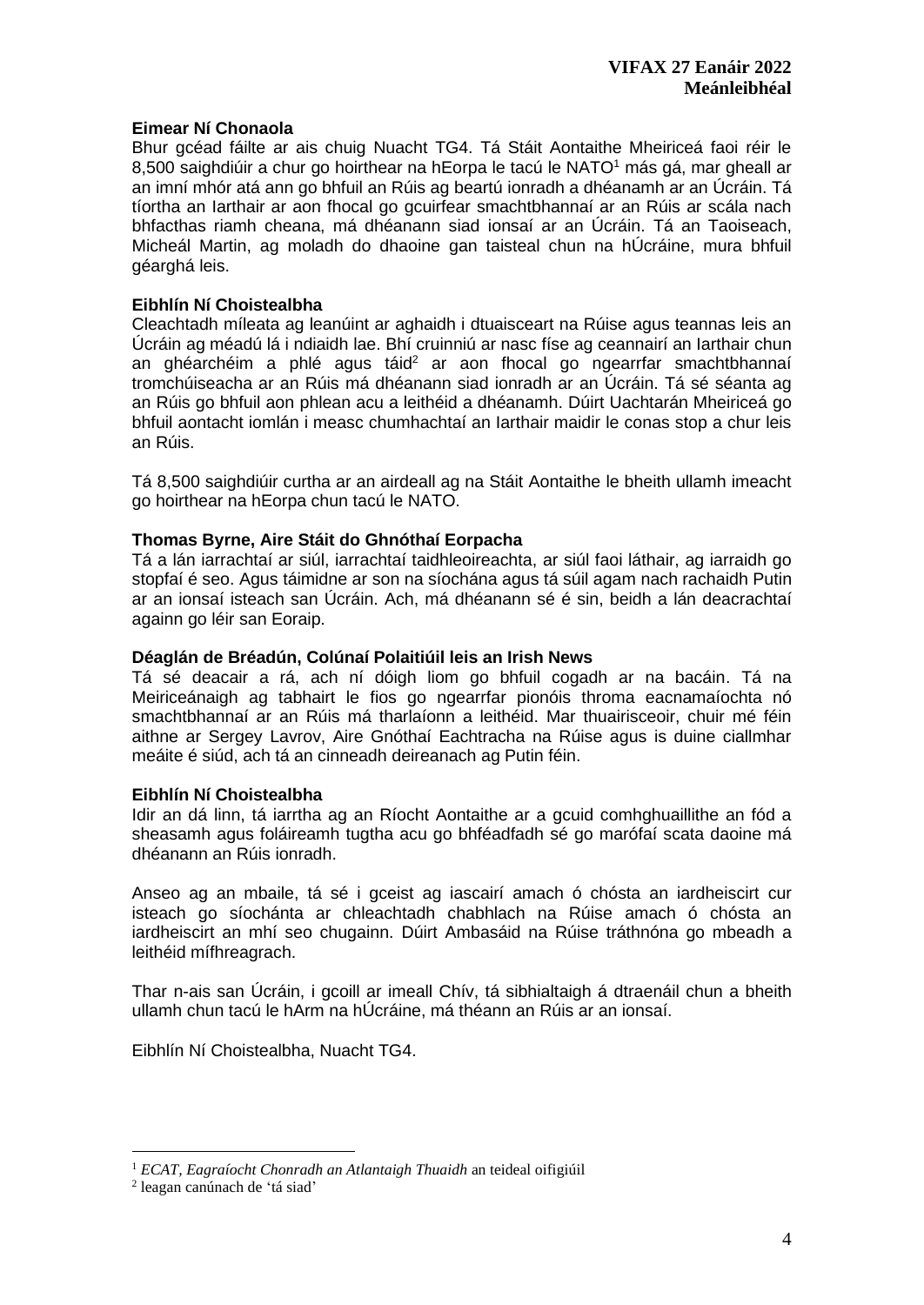**VIFAX 27 Eanáir 2022**
**Meánleibhéal**

**Eimear Ní Chonaola**
Bhur gcéad fáilte ar ais chuig Nuacht TG4. Tá Stáit Aontaithe Mheiriceá faoi réir le 8,500 saighdiúir a chur go hoirthear na hEorpa le tacú le NATO[1] más gá, mar gheall ar an imní mhór atá ann go bhfuil an Rúis ag beartú ionradh a dhéanamh ar an Úcráin. Tá tíortha an Iarthair ar aon fhocal go gcuirfear smachtbhannaí ar an Rúis ar scála nach bhfacthas riamh cheana, má dhéanann siad ionsaí ar an Úcráin. Tá an Taoiseach, Micheál Martin, ag moladh do dhaoine gan taisteal chun na hÚcráine, mura bhfuil géarghá leis.

**Eibhlín Ní Choistealbha**
Cleachtadh míleata ag leanúint ar aghaidh i dtuaisceart na Rúise agus teannas leis an Úcráin ag méadú lá i ndiaidh lae. Bhí cruinniú ar nasc físe ag ceannairí an Iarthair chun an ghéarchéim a phlé agus táid[2] ar aon fhocal go ngearrfar smachtbhannaí tromchúiseacha ar an Rúis má dhéanann siad ionradh ar an Úcráin. Tá sé séanta ag an Rúis go bhfuil aon phlean acu a leithéid a dhéanamh. Dúirt Uachtarán Mheiriceá go bhfuil aontacht iomlán i measc chumhachtaí an Iarthair maidir le conas stop a chur leis an Rúis.

Tá 8,500 saighdiúir curtha ar an airdeall ag na Stáit Aontaithe le bheith ullamh imeacht go hoirthear na hEorpa chun tacú le NATO.

**Thomas Byrne, Aire Stáit do Ghnóthaí Eorpacha**
Tá a lán iarrachtaí ar siúl, iarrachtaí taidhleoireachta, ar siúl faoi láthair, ag iarraidh go stopfaí é seo. Agus táimidne ar son na síochána agus tá súil agam nach rachaidh Putin ar an ionsaí isteach san Úcráin. Ach, má dhéanann sé é sin, beidh a lán deacrachtaí againn go léir san Eoraip.

**Déaglán de Bréadún, Colúnaí Polaitiúil leis an Irish News**
Tá sé deacair a rá, ach ní dóigh liom go bhfuil cogadh ar na bacáin. Tá na Meiriceánaigh ag tabhairt le fios go ngearrfar pionóis throma eacnamaíochta nó smachtbhannaí ar an Rúis má tharlaíonn a leithéid. Mar thuairisceoir, chuir mé féin aithne ar Sergey Lavrov, Aire Gnóthaí Eachtracha na Rúise agus is duine ciallmhar meáite é siúd, ach tá an cinneadh deireanach ag Putin féin.

**Eibhlín Ní Choistealbha**
Idir an dá linn, tá iarrtha ag an Ríocht Aontaithe ar a gcuid comhghuaillithe an fód a sheasamh agus foláireamh tugtha acu go bhféadfadh sé go marófaí scata daoine má dhéanann an Rúis ionradh.

Anseo ag an mbaile, tá sé i gceist ag iascairí amach ó chósta an iardheiscirt cur isteach go síochánta ar chleachtadh chabhlach na Rúise amach ó chósta an iardheiscirt an mhí seo chugainn. Dúirt Ambasáid na Rúise tráthnóna go mbeadh a leithéid mífhreagrach.

Thar n-ais san Úcráin, i gcoill ar imeall Chív, tá sibhialtaigh á dtraenáil chun a bheith ullamh chun tacú le hArm na hÚcráine, má théann an Rúis ar an ionsaí.

Eibhlín Ní Choistealbha, Nuacht TG4.

---

[1] *ECAT, Eagraíocht Chonradh an Atlantaigh Thuaidh* an teideal oifigiúil

[2] leagan canúnach de 'tá siad'